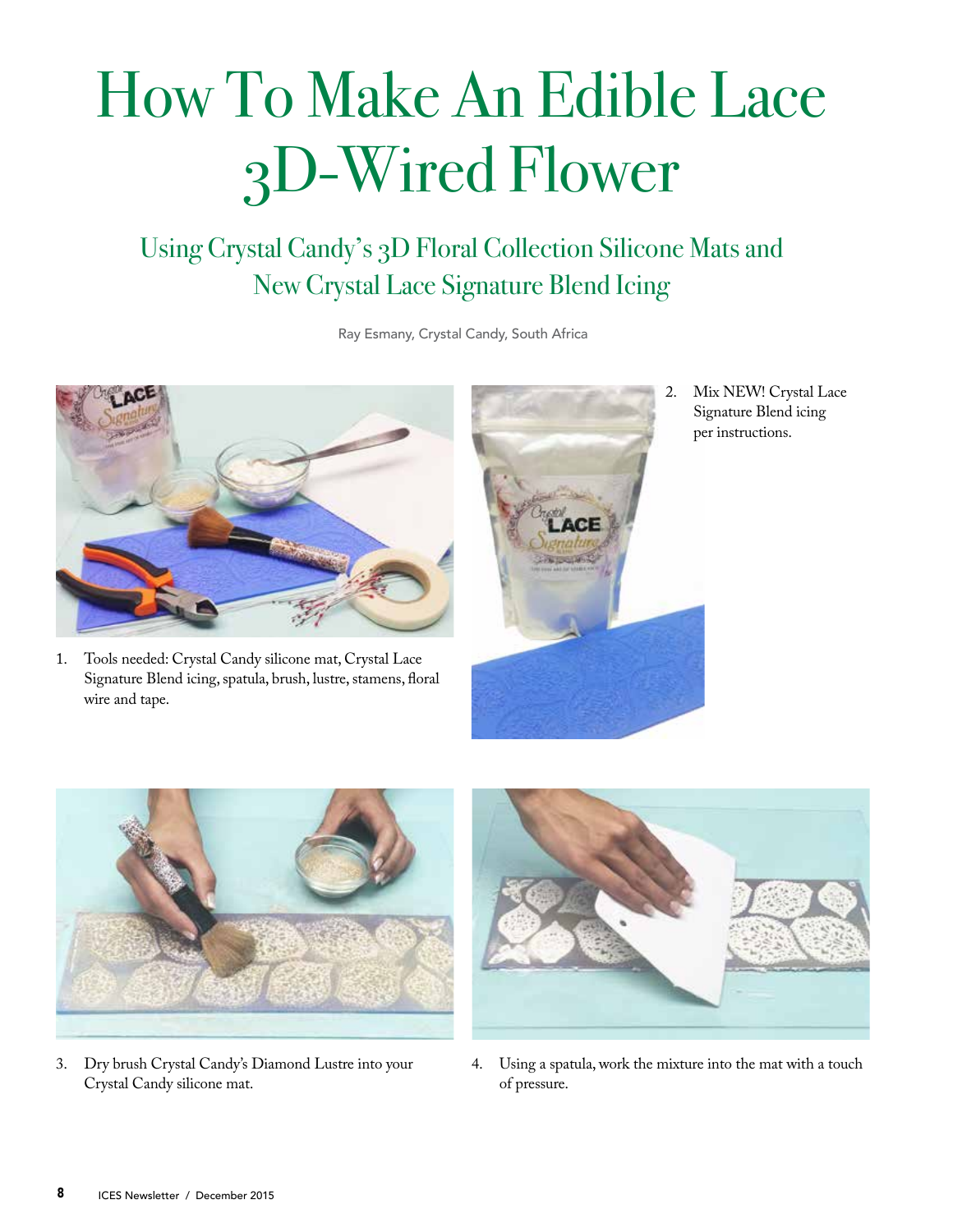# How To Make An Edible Lace 3D-Wired Flower

## Using Crystal Candy's 3D Floral Collection Silicone Mats and New Crystal Lace Signature Blend Icing

Ray Esmany, Crystal Candy, South Africa

1. Tools needed: Crystal Candy silicone mat, Crystal Lace Signature Blend icing, spatula, brush, lustre, stamens, floral wire and tape.

2. Mix NEW! Crystal Lace Signature Blend icing per instructions.

3. Dry brush Crystal Candy's Diamond Lustre into your Crystal Candy silicone mat.

4. Using a spatula, work the mixture into the mat with a touch of pressure.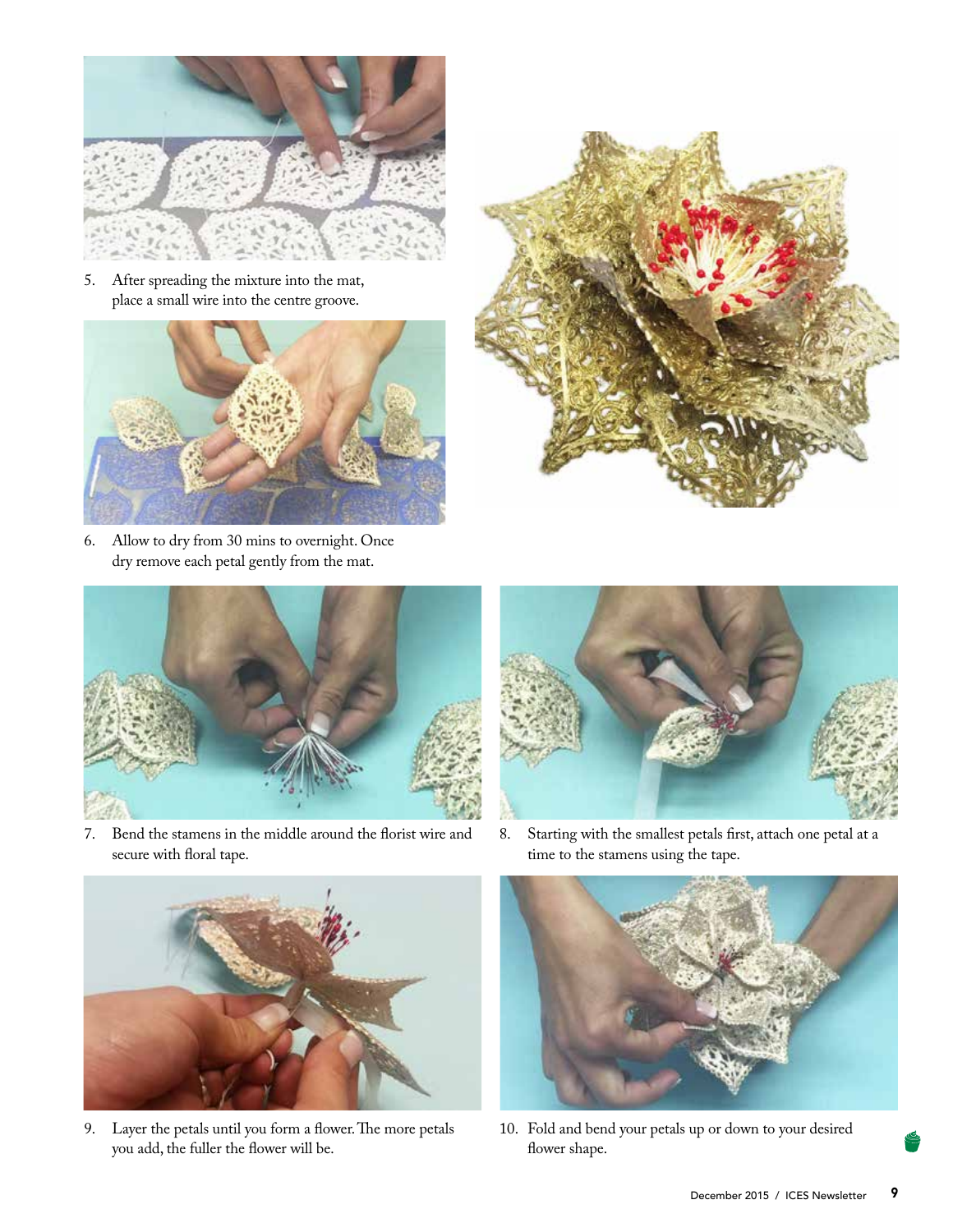5. After spreading the mixture into the mat, place a small wire into the centre groove.

6. Allow to dry from 30 mins to overnight. Once dry remove each petal gently from the mat.

7. Bend the stamens in the middle around the florist wire and secure with floral tape.

8. Starting with the smallest petals first, attach one petal at a time to the stamens using the tape.

9. Layer the petals until you form a flower. The more petals you add, the fuller the flower will be.

10. Fold and bend your petals up or down to your desired flower shape.